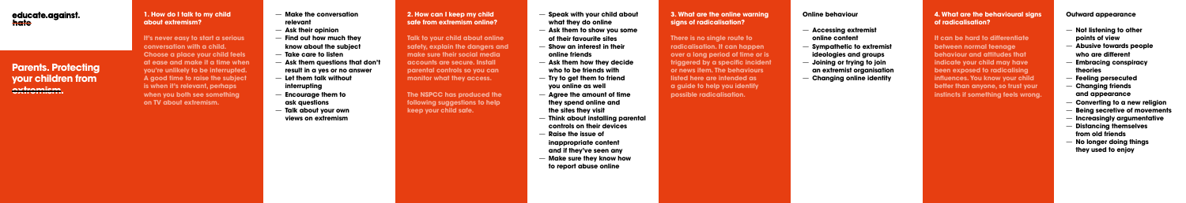educate.against.hate

# Parents. Protecting your children from extremism.

## 1. How do I talk to my child about extremism?

It's never easy to start a serious conversation with a child. Choose a place your child feels at ease and make it a time when you're unlikely to be interrupted. A good time to raise the subject is when it's relevant, perhaps when you both see something on TV about extremism.

- Make the conversation relevant
- Ask their opinion
- Find out how much they know about the subject
- Take care to listen
- Ask them questions that don't result in a yes or no answer
- Let them talk without interrupting
- Encourage them to ask questions
- Talk about your own views on extremism

## 2. How can I keep my child safe from extremism online?

Talk to your child about online safety, explain the dangers and make sure their social media accounts are secure. Install parental controls so you can monitor what they access.

The NSPCC has produced the following suggestions to help keep your child safe.

- Speak with your child about what they do online
- Ask them to show you some of their favourite sites
- Show an interest in their online friends
- Ask them how they decide who to be friends with
- Try to get them to friend you online as well
- Agree the amount of time they spend online and the sites they visit
- Think about installing parental controls on their devices
- Raise the issue of inappropriate content and if they've seen any
- Make sure they know how to report abuse online

## 3. What are the online warning signs of radicalisation?

There is no single route to radicalisation. It can happen over a long period of time or is triggered by a specific incident or news item. The behaviours listed here are intended as a guide to help you identify possible radicalisation.

### Online behaviour

- Accessing extremist online content
- Sympathetic to extremist ideologies and groups
- Joining or trying to join an extremist organisation
- Changing online identity

## 4. What are the behavioural signs of radicalisation?

It can be hard to differentiate between normal teenage behaviour and attitudes that indicate your child may have been exposed to radicalising influences. You know your child better than anyone, so trust your instincts if something feels wrong.

### Outward appearance

- Not listening to other points of view
- Abusive towards people who are different
- Embracing conspiracy theories
- Feeling persecuted
- Changing friends and appearance
- Converting to a new religion
- Being secretive of movements
- Increasingly argumentative
- Distancing themselves from old friends
- No longer doing things they used to enjoy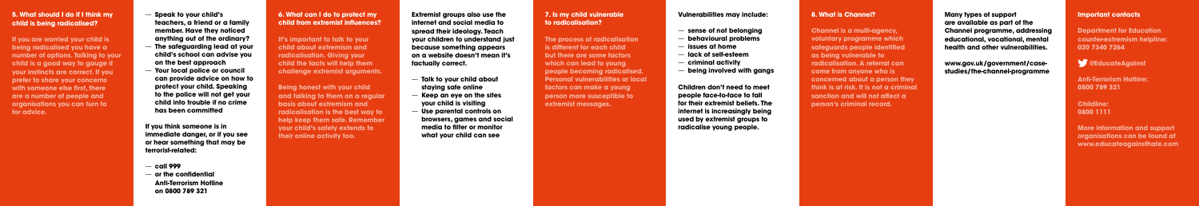## 5. What should I do if I think my child is being radicalised?

If you are worried your child is being radicalised you have a number of options. Talking to your child is a good way to gauge if your instincts are correct. If you prefer to share your concerns with someone else first, there are a number of people and organisations you can turn to for advice.

- Speak to your child's teachers, a friend or a family member. Have they noticed anything out of the ordinary?
- The safeguarding lead at your child's school can advise you on the best approach
- Your local police or council can provide advice on how to protect your child. Speaking to the police will not get your child into trouble if no crime has been committed

If you think someone is in immediate danger, or if you see or hear something that may be terrorist-related:

- call 999
- or the confidential Anti-Terrorism Hotline on 0800 789 321

## 6. What can I do to protect my child from extremist influences?

It's important to talk to your child about extremism and radicalisation. Giving your child the facts will help them challenge extremist arguments.

Being honest with your child and talking to them on a regular basis about extremism and radicalisation is the best way to help keep them safe. Remember your child's safety extends to their online activity too.

Extremist groups also use the internet and social media to spread their ideology. Teach your children to understand just because something appears on a website doesn't mean it's factually correct.

- Talk to your child about staying safe online
- Keep an eye on the sites your child is visiting
- Use parental controls on browsers, games and social media to filter or monitor what your child can see

## 7. Is my child vulnerable to radicalisation?

The process of radicalisation is different for each child but there are some factors which can lead to young people becoming radicalised. Personal vulnerabilities or local factors can make a young person more susceptible to extremist messages.

Vulnerabilities may include:

- sense of not belonging
- behavioural problems
- issues at home
- lack of self-esteem
- criminal activity
- being involved with gangs

Children don't need to meet people face-to-face to fall for their extremist beliefs. The internet is increasingly being used by extremist groups to radicalise young people.

## 8. What is Channel?

Channel is a multi-agency, voluntary programme which safeguards people identified as being vulnerable to radicalisation. A referral can come from anyone who is concerned about a person they think is at risk. It is not a criminal sanction and will not affect a person's criminal record.

Many types of support are available as part of the Channel programme, addressing educational, vocational, mental health and other vulnerabilities.

www.gov.uk/government/case-studies/the-channel-programme

## Important contacts

Department for Education counter-extremism helpline: 020 7340 7264

@EducateAgainst

Anti-Terrorism Hotline: 0800 789 321

Childline: 0800 1111

More information and support organisations can be found at www.educateagainsthate.com